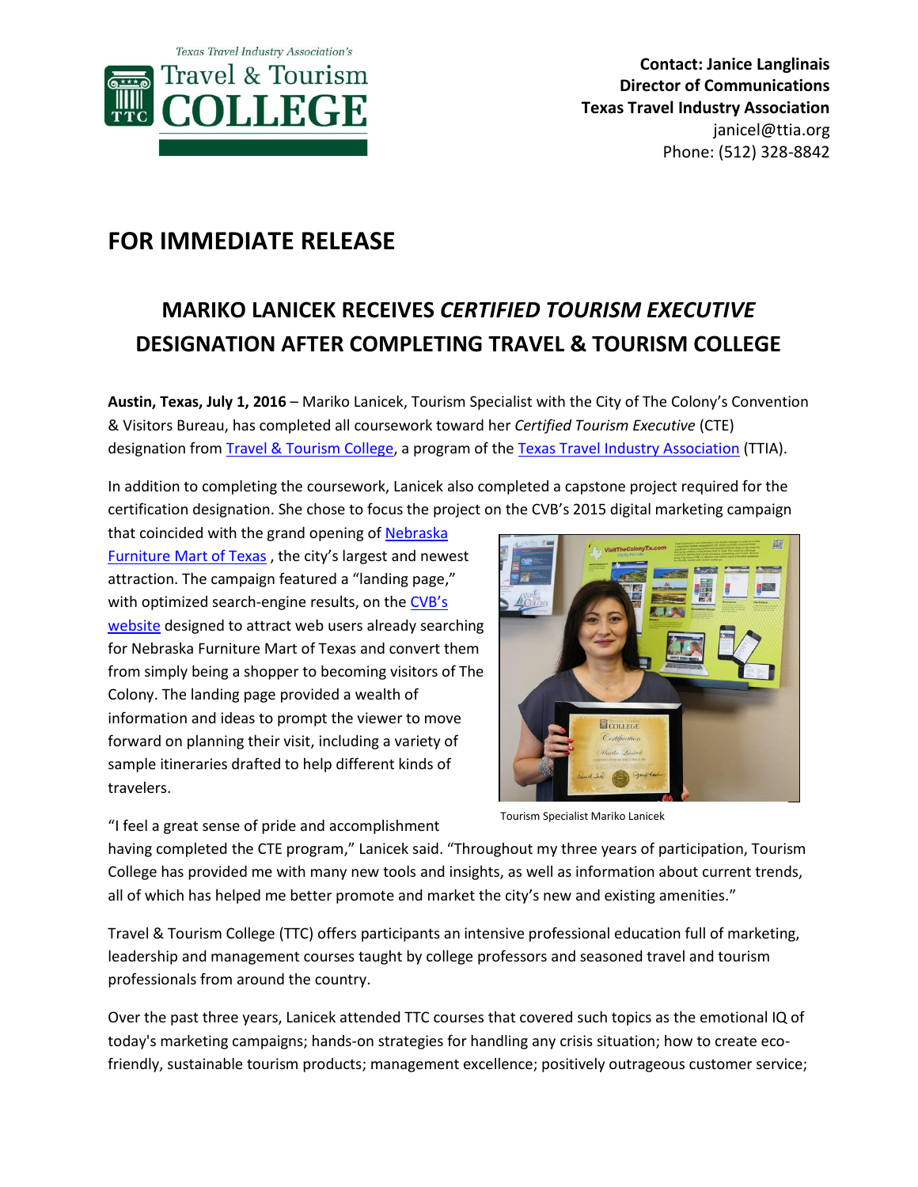Texas Travel Industry Association's
Travel & Tourism
COLLEGE

**Contact: Janice Langlinais**
**Director of Communications**
**Texas Travel Industry Association**
janicel@ttia.org
Phone: (512) 328-8842

# FOR IMMEDIATE RELEASE

## MARIKO LANICEK RECEIVES *CERTIFIED TOURISM EXECUTIVE* DESIGNATION AFTER COMPLETING TRAVEL & TOURISM COLLEGE

**Austin, Texas, July 1, 2016** – Mariko Lanicek, Tourism Specialist with the City of The Colony's Convention & Visitors Bureau, has completed all coursework toward her *Certified Tourism Executive* (CTE) designation from Travel & Tourism College, a program of the Texas Travel Industry Association (TTIA).

In addition to completing the coursework, Lanicek also completed a capstone project required for the certification designation. She chose to focus the project on the CVB's 2015 digital marketing campaign that coincided with the grand opening of Nebraska Furniture Mart of Texas , the city's largest and newest attraction. The campaign featured a "landing page," with optimized search-engine results, on the CVB's website designed to attract web users already searching for Nebraska Furniture Mart of Texas and convert them from simply being a shopper to becoming visitors of The Colony. The landing page provided a wealth of information and ideas to prompt the viewer to move forward on planning their visit, including a variety of sample itineraries drafted to help different kinds of travelers.

Tourism Specialist Mariko Lanicek

"I feel a great sense of pride and accomplishment having completed the CTE program," Lanicek said. "Throughout my three years of participation, Tourism College has provided me with many new tools and insights, as well as information about current trends, all of which has helped me better promote and market the city's new and existing amenities."

Travel & Tourism College (TTC) offers participants an intensive professional education full of marketing, leadership and management courses taught by college professors and seasoned travel and tourism professionals from around the country.

Over the past three years, Lanicek attended TTC courses that covered such topics as the emotional IQ of today's marketing campaigns; hands-on strategies for handling any crisis situation; how to create eco-friendly, sustainable tourism products; management excellence; positively outrageous customer service;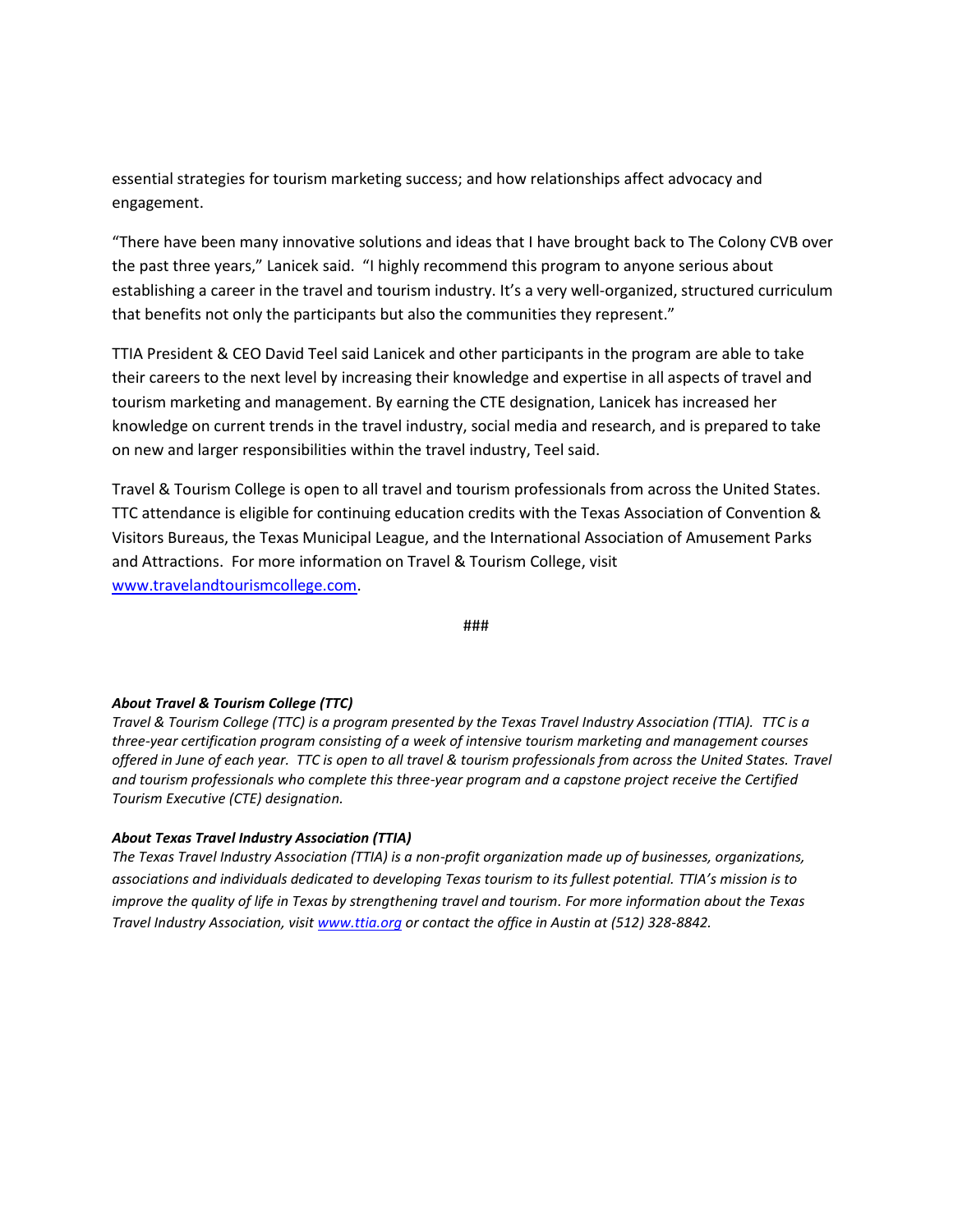essential strategies for tourism marketing success; and how relationships affect advocacy and engagement.

"There have been many innovative solutions and ideas that I have brought back to The Colony CVB over the past three years," Lanicek said. "I highly recommend this program to anyone serious about establishing a career in the travel and tourism industry. It's a very well-organized, structured curriculum that benefits not only the participants but also the communities they represent."

TTIA President & CEO David Teel said Lanicek and other participants in the program are able to take their careers to the next level by increasing their knowledge and expertise in all aspects of travel and tourism marketing and management. By earning the CTE designation, Lanicek has increased her knowledge on current trends in the travel industry, social media and research, and is prepared to take on new and larger responsibilities within the travel industry, Teel said.

Travel & Tourism College is open to all travel and tourism professionals from across the United States. TTC attendance is eligible for continuing education credits with the Texas Association of Convention & Visitors Bureaus, the Texas Municipal League, and the International Association of Amusement Parks and Attractions. For more information on Travel & Tourism College, visit www.travelandtourismcollege.com.

###

***About Travel & Tourism College (TTC)***

*Travel & Tourism College (TTC) is a program presented by the Texas Travel Industry Association (TTIA). TTC is a three-year certification program consisting of a week of intensive tourism marketing and management courses offered in June of each year. TTC is open to all travel & tourism professionals from across the United States. Travel and tourism professionals who complete this three-year program and a capstone project receive the Certified Tourism Executive (CTE) designation.*

***About Texas Travel Industry Association (TTIA)***

*The Texas Travel Industry Association (TTIA) is a non-profit organization made up of businesses, organizations, associations and individuals dedicated to developing Texas tourism to its fullest potential. TTIA's mission is to improve the quality of life in Texas by strengthening travel and tourism. For more information about the Texas Travel Industry Association, visit www.ttia.org or contact the office in Austin at (512) 328-8842.*